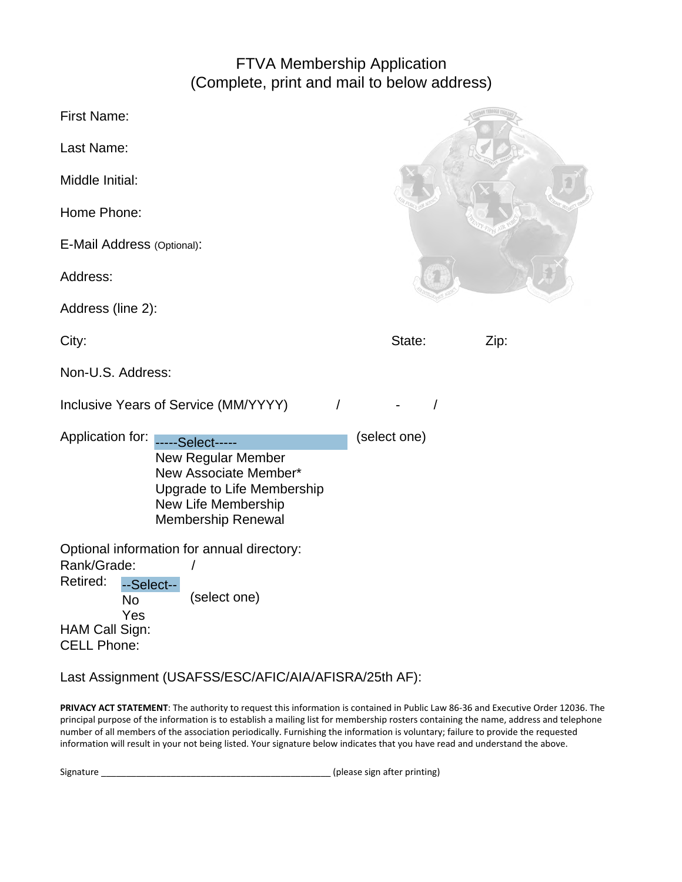# FTVA Membership Application
(Complete, print and mail to below address)

First Name:

Last Name:

Middle Initial:

Home Phone:

E-Mail Address (Optional):

Address:

Address (line 2):

City: State: Zip:

Non-U.S. Address:

Inclusive Years of Service (MM/YYYY) / - /

Application for: -----Select----- (select one)
- New Regular Member
- New Associate Member*
- Upgrade to Life Membership
- New Life Membership
- Membership Renewal

Optional information for annual directory:

Rank/Grade: /

Retired: --Select-- (select one)
- No
- Yes

HAM Call Sign:

CELL Phone:

Last Assignment (USAFSS/ESC/AFIC/AIA/AFISRA/25th AF):

**PRIVACY ACT STATEMENT**: The authority to request this information is contained in Public Law 86-36 and Executive Order 12036. The principal purpose of the information is to establish a mailing list for membership rosters containing the name, address and telephone number of all members of the association periodically. Furnishing the information is voluntary; failure to provide the requested information will result in your not being listed. Your signature below indicates that you have read and understand the above.

Signature ______________________________________________ (please sign after printing)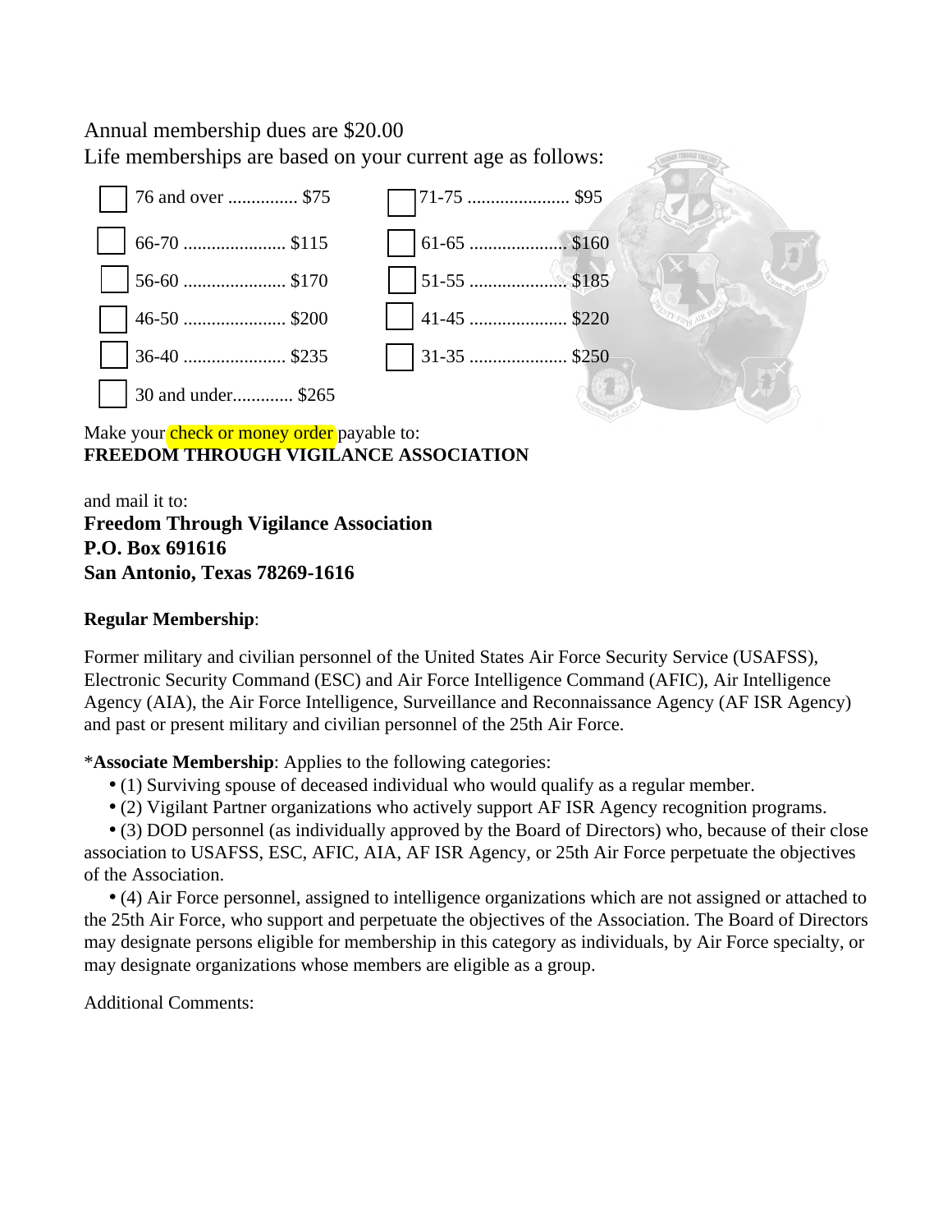Annual membership dues are $20.00

Life memberships are based on your current age as follows:

| | |
|---|---|
| ☐ 76 and over ............... $75 | ☐ 71-75 ...................... $95 |
| ☐ 66-70 ...................... $115 | ☐ 61-65 ..................... $160 |
| ☐ 56-60 ...................... $170 | ☐ 51-55 ..................... $185 |
| ☐ 46-50 ...................... $200 | ☐ 41-45 ..................... $220 |
| ☐ 36-40 ...................... $235 | ☐ 31-35 ..................... $250 |
| ☐ 30 and under............. $265 | |

Make your check or money order payable to:
**FREEDOM THROUGH VIGILANCE ASSOCIATION**

and mail it to:
**Freedom Through Vigilance Association**
**P.O. Box 691616**
**San Antonio, Texas 78269-1616**

**Regular Membership**:

Former military and civilian personnel of the United States Air Force Security Service (USAFSS), Electronic Security Command (ESC) and Air Force Intelligence Command (AFIC), Air Intelligence Agency (AIA), the Air Force Intelligence, Surveillance and Reconnaissance Agency (AF ISR Agency) and past or present military and civilian personnel of the 25th Air Force.

***Associate Membership**: Applies to the following categories:

- (1) Surviving spouse of deceased individual who would qualify as a regular member.
- (2) Vigilant Partner organizations who actively support AF ISR Agency recognition programs.
- (3) DOD personnel (as individually approved by the Board of Directors) who, because of their close association to USAFSS, ESC, AFIC, AIA, AF ISR Agency, or 25th Air Force perpetuate the objectives of the Association.
- (4) Air Force personnel, assigned to intelligence organizations which are not assigned or attached to the 25th Air Force, who support and perpetuate the objectives of the Association. The Board of Directors may designate persons eligible for membership in this category as individuals, by Air Force specialty, or may designate organizations whose members are eligible as a group.

Additional Comments: